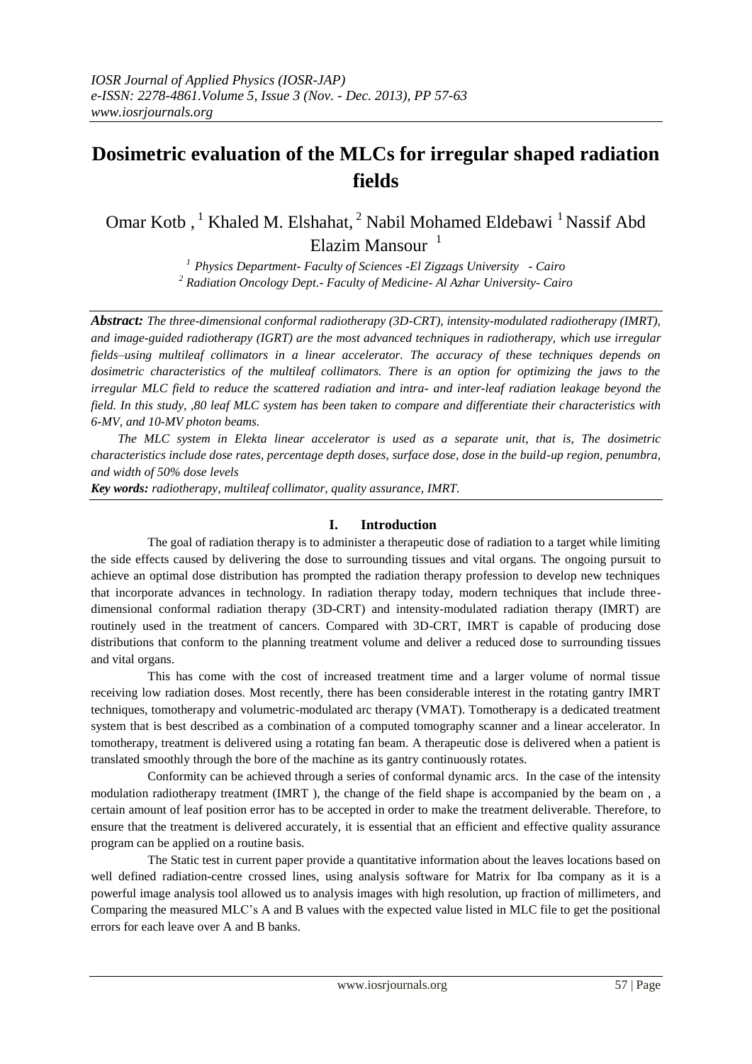# Dosimetric evaluation of the MLCs for irregular shaped radiation fields

Omar Kotb , [1] Khaled M. Elshahat, [2] Nabil Mohamed Eldebawi [1] Nassif Abd Elazim Mansour [1]

[1] *Physics Department- Faculty of Sciences -El Zigzags University - Cairo*
[2] *Radiation Oncology Dept.- Faculty of Medicine- Al Azhar University- Cairo*

***Abstract:*** *The three-dimensional conformal radiotherapy (3D-CRT), intensity-modulated radiotherapy (IMRT), and image-guided radiotherapy (IGRT) are the most advanced techniques in radiotherapy, which use irregular fields–using multileaf collimators in a linear accelerator. The accuracy of these techniques depends on dosimetric characteristics of the multileaf collimators. There is an option for optimizing the jaws to the irregular MLC field to reduce the scattered radiation and intra- and inter-leaf radiation leakage beyond the field. In this study, ,80 leaf MLC system has been taken to compare and differentiate their characteristics with 6-MV, and 10-MV photon beams.*

*The MLC system in Elekta linear accelerator is used as a separate unit, that is, The dosimetric characteristics include dose rates, percentage depth doses, surface dose, dose in the build-up region, penumbra, and width of 50% dose levels*

***Key words:*** *radiotherapy, multileaf collimator, quality assurance, IMRT.*

## I. Introduction

The goal of radiation therapy is to administer a therapeutic dose of radiation to a target while limiting the side effects caused by delivering the dose to surrounding tissues and vital organs. The ongoing pursuit to achieve an optimal dose distribution has prompted the radiation therapy profession to develop new techniques that incorporate advances in technology. In radiation therapy today, modern techniques that include three-dimensional conformal radiation therapy (3D-CRT) and intensity-modulated radiation therapy (IMRT) are routinely used in the treatment of cancers. Compared with 3D-CRT, IMRT is capable of producing dose distributions that conform to the planning treatment volume and deliver a reduced dose to surrounding tissues and vital organs.

This has come with the cost of increased treatment time and a larger volume of normal tissue receiving low radiation doses. Most recently, there has been considerable interest in the rotating gantry IMRT techniques, tomotherapy and volumetric-modulated arc therapy (VMAT). Tomotherapy is a dedicated treatment system that is best described as a combination of a computed tomography scanner and a linear accelerator. In tomotherapy, treatment is delivered using a rotating fan beam. A therapeutic dose is delivered when a patient is translated smoothly through the bore of the machine as its gantry continuously rotates.

Conformity can be achieved through a series of conformal dynamic arcs. In the case of the intensity modulation radiotherapy treatment (IMRT ), the change of the field shape is accompanied by the beam on , a certain amount of leaf position error has to be accepted in order to make the treatment deliverable. Therefore, to ensure that the treatment is delivered accurately, it is essential that an efficient and effective quality assurance program can be applied on a routine basis.

The Static test in current paper provide a quantitative information about the leaves locations based on well defined radiation-centre crossed lines, using analysis software for Matrix for Iba company as it is a powerful image analysis tool allowed us to analysis images with high resolution, up fraction of millimeters, and Comparing the measured MLC's A and B values with the expected value listed in MLC file to get the positional errors for each leave over A and B banks.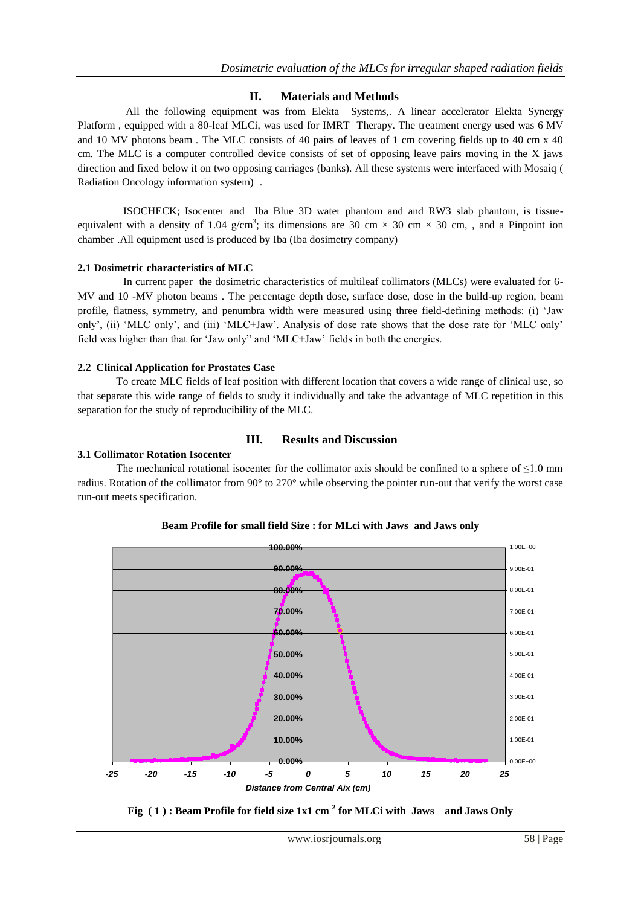## II. Materials and Methods

All the following equipment was from Elekta Systems,. A linear accelerator Elekta Synergy Platform , equipped with a 80-leaf MLCi, was used for IMRT Therapy. The treatment energy used was 6 MV and 10 MV photons beam . The MLC consists of 40 pairs of leaves of 1 cm covering fields up to 40 cm x 40 cm. The MLC is a computer controlled device consists of set of opposing leave pairs moving in the X jaws direction and fixed below it on two opposing carriages (banks). All these systems were interfaced with Mosaiq ( Radiation Oncology information system) .

ISOCHECK; Isocenter and Iba Blue 3D water phantom and and RW3 slab phantom, is tissue-equivalent with a density of 1.04 g/cm$^3$; its dimensions are 30 cm × 30 cm × 30 cm, , and a Pinpoint ion chamber .All equipment used is produced by Iba (Iba dosimetry company)

### 2.1 Dosimetric characteristics of MLC

In current paper the dosimetric characteristics of multileaf collimators (MLCs) were evaluated for 6-MV and 10 -MV photon beams . The percentage depth dose, surface dose, dose in the build-up region, beam profile, flatness, symmetry, and penumbra width were measured using three field-defining methods: (i) 'Jaw only', (ii) 'MLC only', and (iii) 'MLC+Jaw'. Analysis of dose rate shows that the dose rate for 'MLC only' field was higher than that for 'Jaw only" and 'MLC+Jaw' fields in both the energies.

### 2.2 Clinical Application for Prostates Case

To create MLC fields of leaf position with different location that covers a wide range of clinical use, so that separate this wide range of fields to study it individually and take the advantage of MLC repetition in this separation for the study of reproducibility of the MLC.

## III. Results and Discussion

### 3.1 Collimator Rotation Isocenter

The mechanical rotational isocenter for the collimator axis should be confined to a sphere of ≤1.0 mm radius. Rotation of the collimator from 90° to 270° while observing the pointer run-out that verify the worst case run-out meets specification.

**Beam Profile for small field Size : for MLci with Jaws and Jaws only**

**Fig ( 1 ) : Beam Profile for field size 1x1 cm $^2$ for MLCi with Jaws and Jaws Only**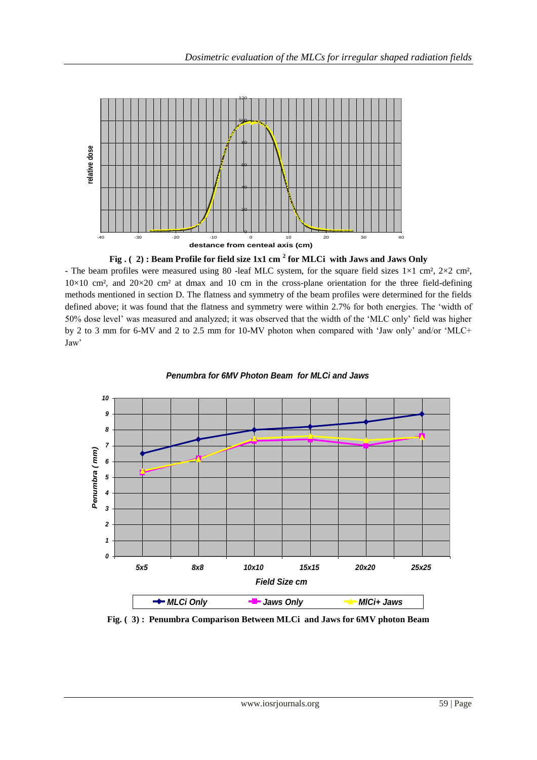**Fig . ( 2) : Beam Profile for field size 1x1 cm $^2$ for MLCi with Jaws and Jaws Only**

- The beam profiles were measured using 80 -leaf MLC system, for the square field sizes 1×1 cm², 2×2 cm², 10×10 cm², and 20×20 cm² at dmax and 10 cm in the cross-plane orientation for the three field-defining methods mentioned in section D. The flatness and symmetry of the beam profiles were determined for the fields defined above; it was found that the flatness and symmetry were within 2.7% for both energies. The 'width of 50% dose level' was measured and analyzed; it was observed that the width of the 'MLC only' field was higher by 2 to 3 mm for 6-MV and 2 to 2.5 mm for 10-MV photon when compared with 'Jaw only' and/or 'MLC+ Jaw'

**Fig. ( 3) : Penumbra Comparison Between MLCi and Jaws for 6MV photon Beam**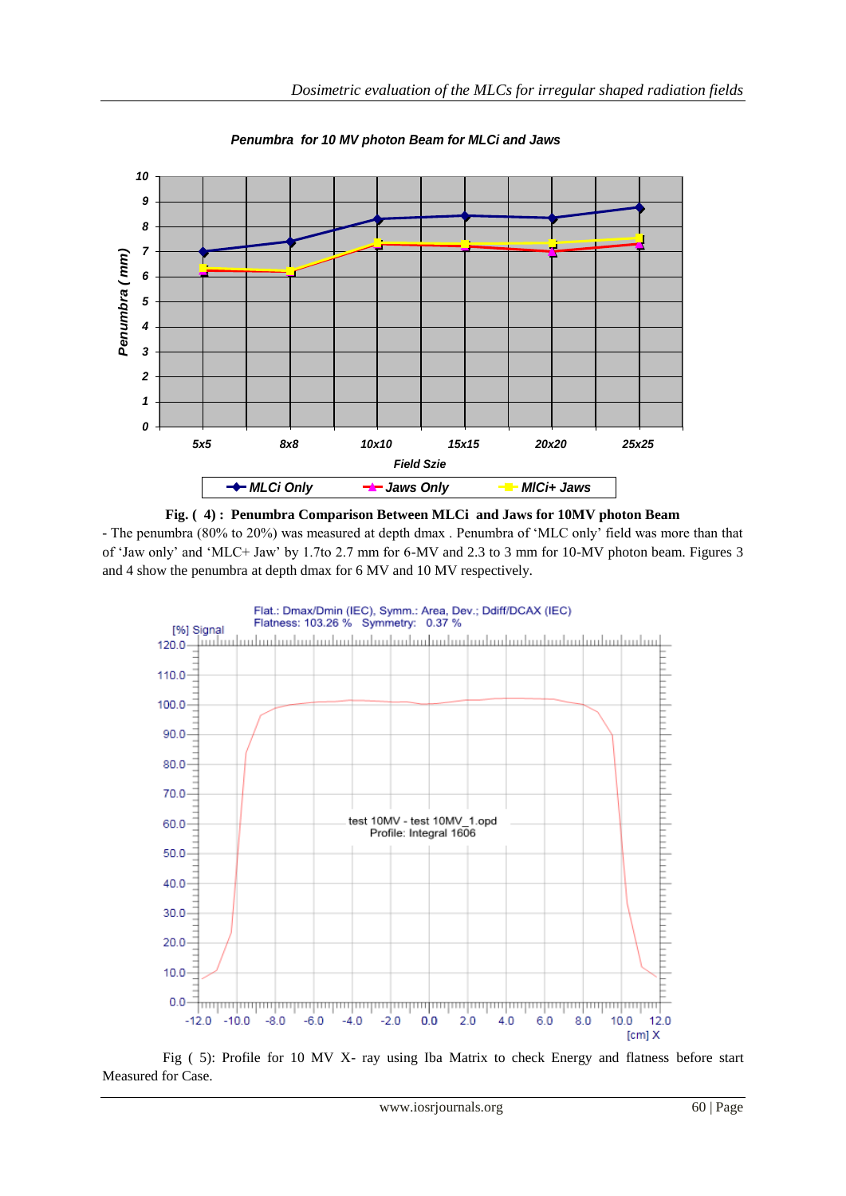**Fig. ( 4) : Penumbra Comparison Between MLCi and Jaws for 10MV photon Beam**

- The penumbra (80% to 20%) was measured at depth dmax . Penumbra of 'MLC only' field was more than that of 'Jaw only' and 'MLC+ Jaw' by 1.7to 2.7 mm for 6-MV and 2.3 to 3 mm for 10-MV photon beam. Figures 3 and 4 show the penumbra at depth dmax for 6 MV and 10 MV respectively.

Fig ( 5): Profile for 10 MV X- ray using Iba Matrix to check Energy and flatness before start Measured for Case.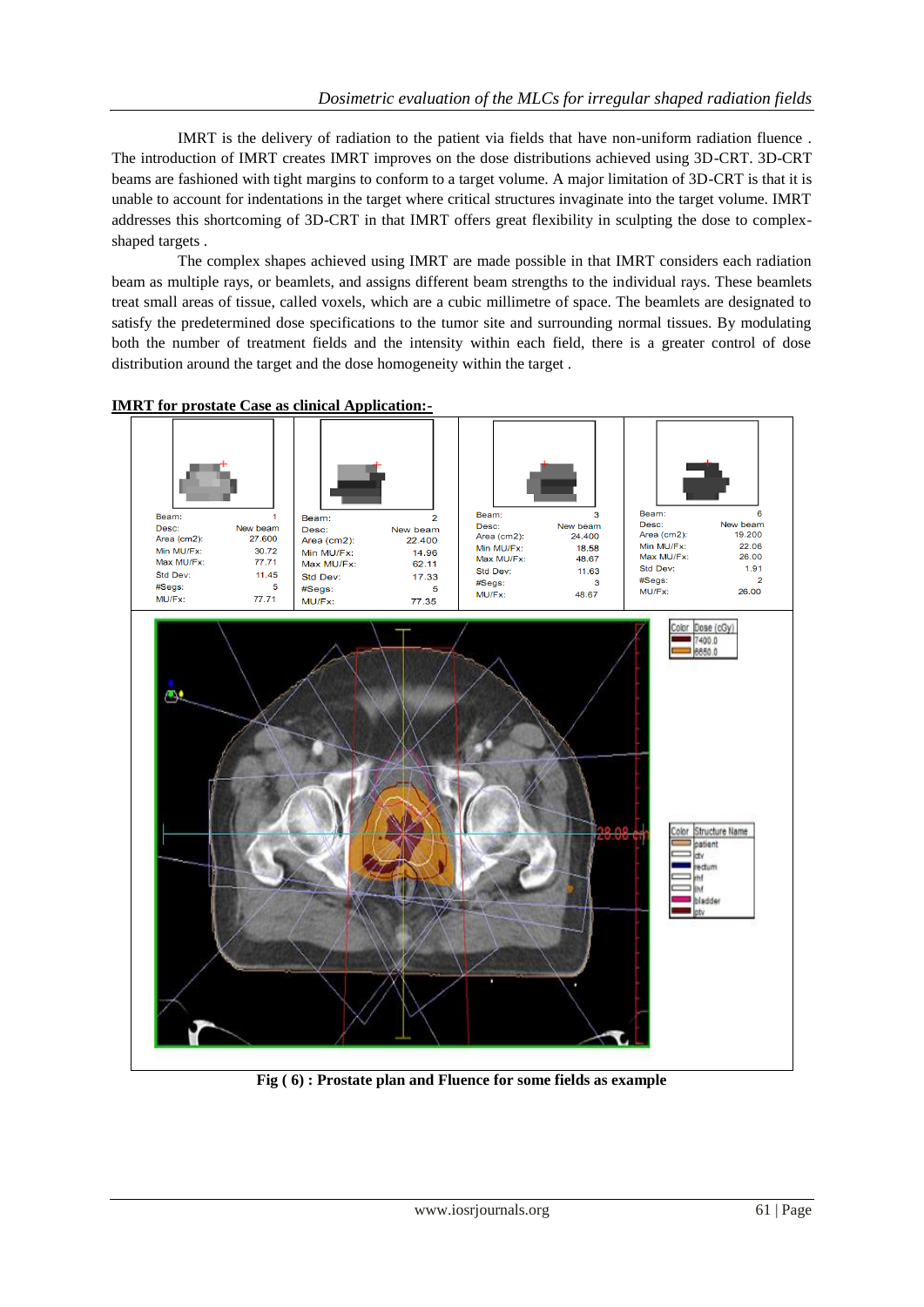IMRT is the delivery of radiation to the patient via fields that have non-uniform radiation fluence . The introduction of IMRT creates IMRT improves on the dose distributions achieved using 3D-CRT. 3D-CRT beams are fashioned with tight margins to conform to a target volume. A major limitation of 3D-CRT is that it is unable to account for indentations in the target where critical structures invaginate into the target volume. IMRT addresses this shortcoming of 3D-CRT in that IMRT offers great flexibility in sculpting the dose to complex-shaped targets .

The complex shapes achieved using IMRT are made possible in that IMRT considers each radiation beam as multiple rays, or beamlets, and assigns different beam strengths to the individual rays. These beamlets treat small areas of tissue, called voxels, which are a cubic millimetre of space. The beamlets are designated to satisfy the predetermined dose specifications to the tumor site and surrounding normal tissues. By modulating both the number of treatment fields and the intensity within each field, there is a greater control of dose distribution around the target and the dose homogeneity within the target .

**IMRT for prostate Case as clinical Application:-**

| | Beam 1 | Beam 2 | Beam 3 | Beam 6 |
|---|---|---|---|---|
| Desc: | New beam | New beam | New beam | New beam |
| Area (cm2): | 27.600 | 22.400 | 24.400 | 19.200 |
| Min MU/Fx: | 30.72 | 14.96 | 18.58 | 22.06 |
| Max MU/Fx: | 77.71 | 62.11 | 48.67 | 26.00 |
| Std Dev: | 11.45 | 17.33 | 11.63 | 1.91 |
| #Segs: | 5 | 5 | 3 | 2 |
| MU/Fx: | 77.71 | 77.35 | 48.67 | 26.00 |

**Fig ( 6) : Prostate plan and Fluence for some fields as example**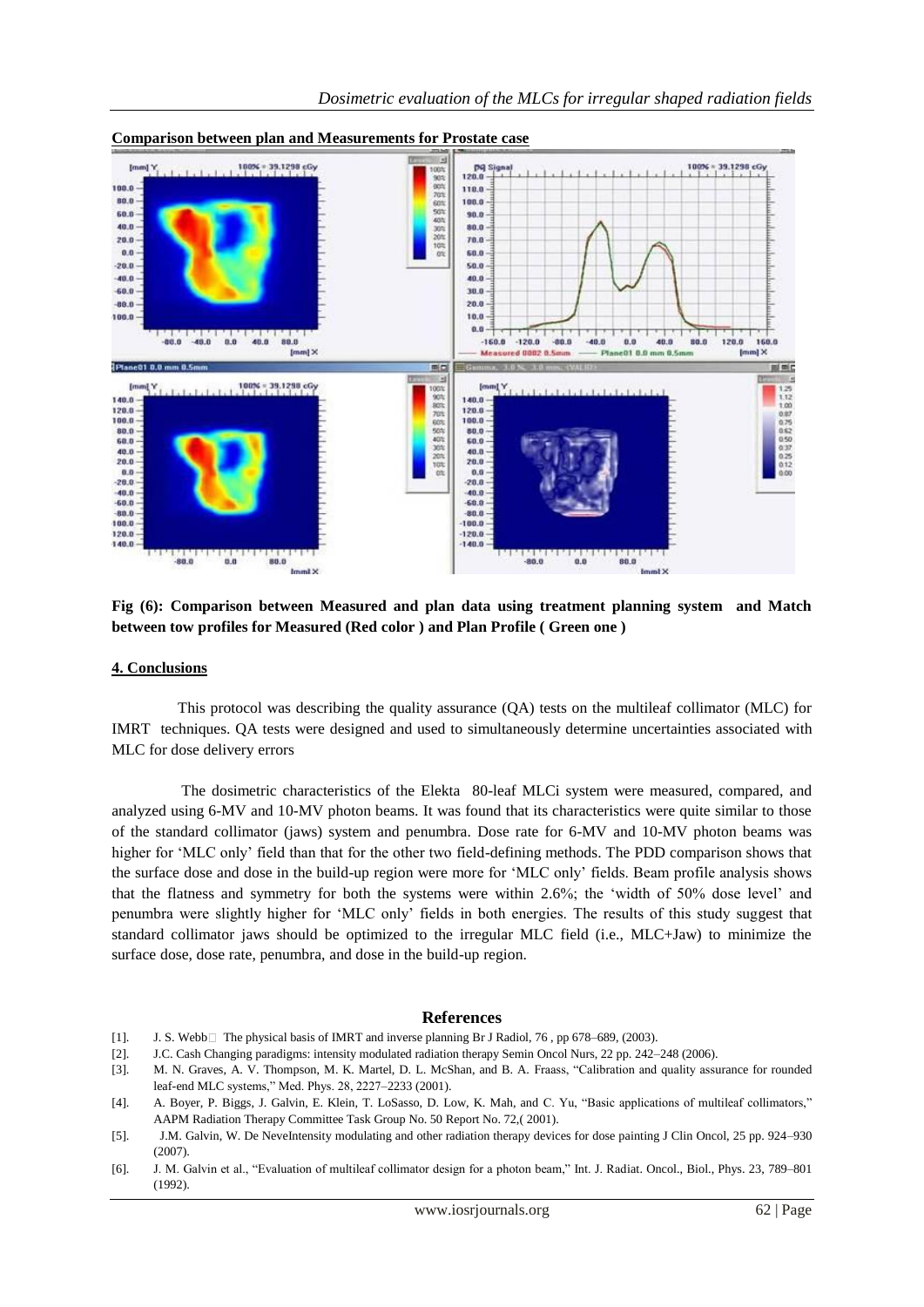**Comparison between plan and Measurements for Prostate case**

**Fig (6): Comparison between Measured and plan data using treatment planning system and Match between tow profiles for Measured (Red color ) and Plan Profile ( Green one )**

## 4. Conclusions

This protocol was describing the quality assurance (QA) tests on the multileaf collimator (MLC) for IMRT techniques. QA tests were designed and used to simultaneously determine uncertainties associated with MLC for dose delivery errors

The dosimetric characteristics of the Elekta 80-leaf MLCi system were measured, compared, and analyzed using 6-MV and 10-MV photon beams. It was found that its characteristics were quite similar to those of the standard collimator (jaws) system and penumbra. Dose rate for 6-MV and 10-MV photon beams was higher for 'MLC only' field than that for the other two field-defining methods. The PDD comparison shows that the surface dose and dose in the build-up region were more for 'MLC only' fields. Beam profile analysis shows that the flatness and symmetry for both the systems were within 2.6%; the 'width of 50% dose level' and penumbra were slightly higher for 'MLC only' fields in both energies. The results of this study suggest that standard collimator jaws should be optimized to the irregular MLC field (i.e., MLC+Jaw) to minimize the surface dose, dose rate, penumbra, and dose in the build-up region.

## References

[1]. J. S. Webb The physical basis of IMRT and inverse planning Br J Radiol, 76 , pp 678–689, (2003).

[2]. J.C. Cash Changing paradigms: intensity modulated radiation therapy Semin Oncol Nurs, 22 pp. 242–248 (2006).

[3]. M. N. Graves, A. V. Thompson, M. K. Martel, D. L. McShan, and B. A. Fraass, "Calibration and quality assurance for rounded leaf-end MLC systems," Med. Phys. 28, 2227–2233 (2001).

[4]. A. Boyer, P. Biggs, J. Galvin, E. Klein, T. LoSasso, D. Low, K. Mah, and C. Yu, "Basic applications of multileaf collimators," AAPM Radiation Therapy Committee Task Group No. 50 Report No. 72,( 2001).

[5]. J.M. Galvin, W. De NeveIntensity modulating and other radiation therapy devices for dose painting J Clin Oncol, 25 pp. 924–930 (2007).

[6]. J. M. Galvin et al., "Evaluation of multileaf collimator design for a photon beam," Int. J. Radiat. Oncol., Biol., Phys. 23, 789–801 (1992).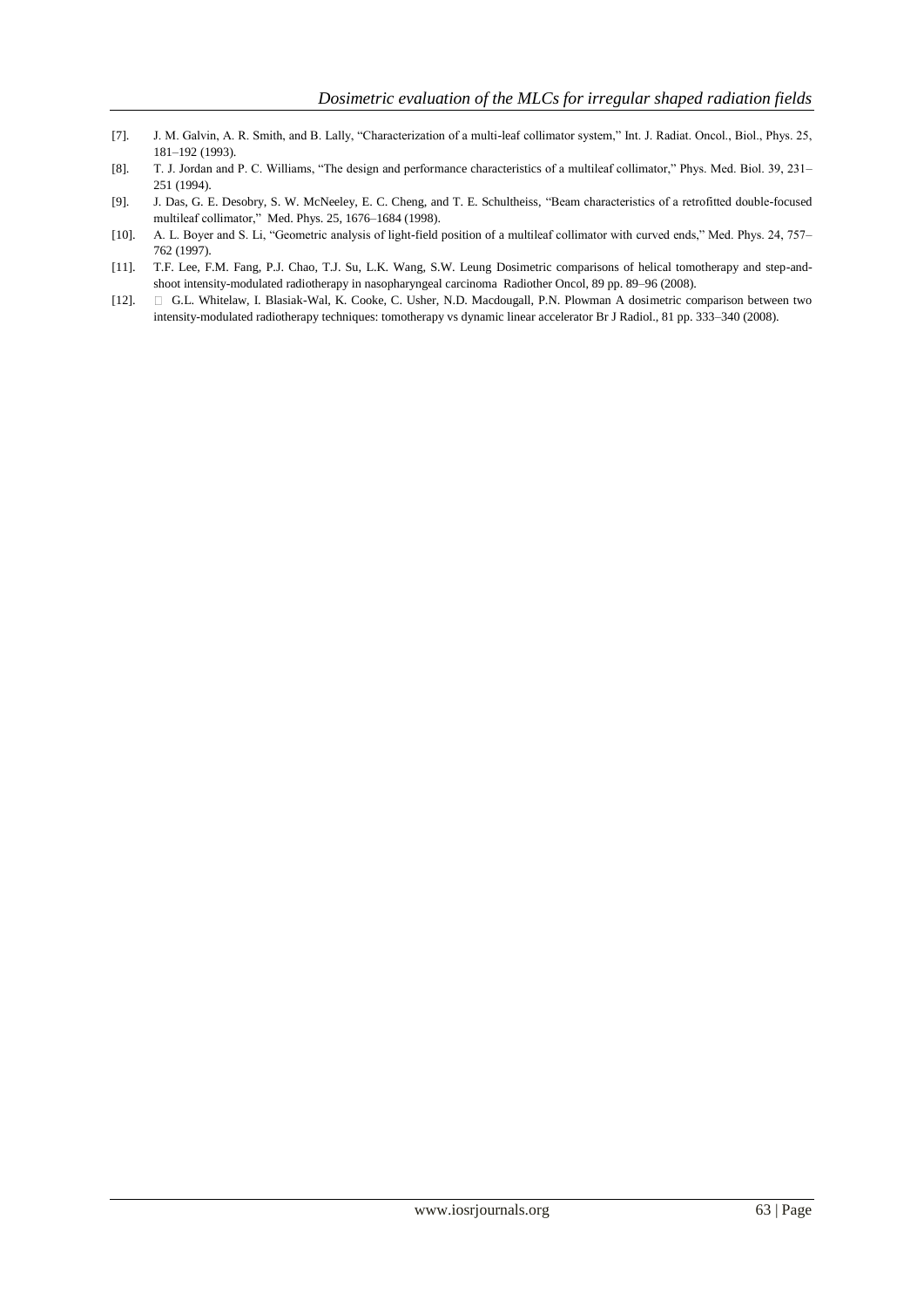[7]. J. M. Galvin, A. R. Smith, and B. Lally, “Characterization of a multi-leaf collimator system,” Int. J. Radiat. Oncol., Biol., Phys. 25, 181–192 (1993).

[8]. T. J. Jordan and P. C. Williams, “The design and performance characteristics of a multileaf collimator,” Phys. Med. Biol. 39, 231–251 (1994).

[9]. J. Das, G. E. Desobry, S. W. McNeeley, E. C. Cheng, and T. E. Schultheiss, “Beam characteristics of a retrofitted double-focused multileaf collimator,” Med. Phys. 25, 1676–1684 (1998).

[10]. A. L. Boyer and S. Li, “Geometric analysis of light-field position of a multileaf collimator with curved ends,” Med. Phys. 24, 757–762 (1997).

[11]. T.F. Lee, F.M. Fang, P.J. Chao, T.J. Su, L.K. Wang, S.W. Leung Dosimetric comparisons of helical tomotherapy and step-and-shoot intensity-modulated radiotherapy in nasopharyngeal carcinoma Radiother Oncol, 89 pp. 89–96 (2008).

[12]. G.L. Whitelaw, I. Blasiak-Wal, K. Cooke, C. Usher, N.D. Macdougall, P.N. Plowman A dosimetric comparison between two intensity-modulated radiotherapy techniques: tomotherapy vs dynamic linear accelerator Br J Radiol., 81 pp. 333–340 (2008).